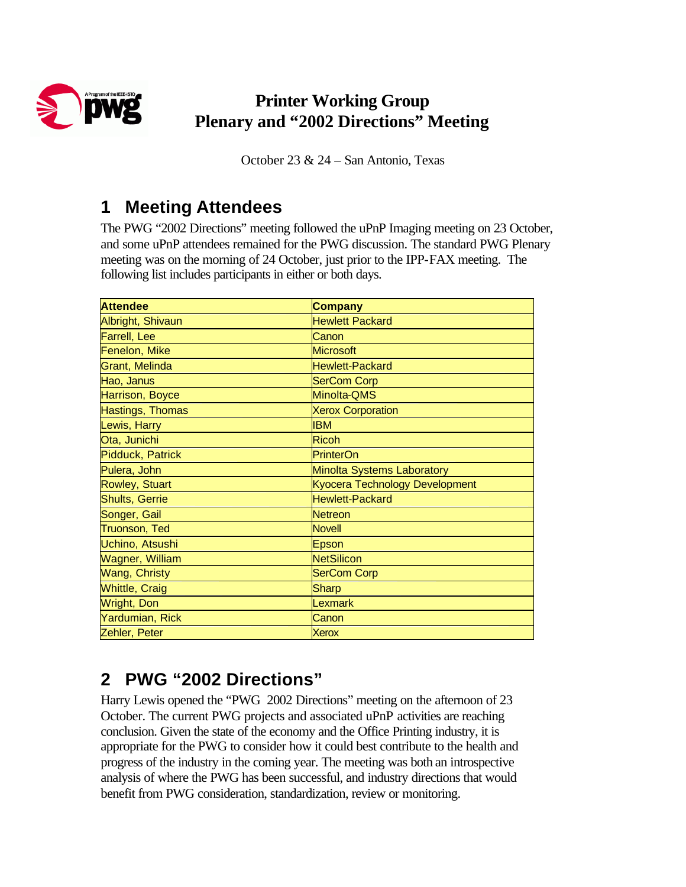# Printer Working Group
# Plenary and "2002 Directions" Meeting

October 23 & 24 – San Antonio, Texas

## 1 Meeting Attendees

The PWG "2002 Directions" meeting followed the uPnP Imaging meeting on 23 October, and some uPnP attendees remained for the PWG discussion. The standard PWG Plenary meeting was on the morning of 24 October, just prior to the IPP-FAX meeting. The following list includes participants in either or both days.

| Attendee | Company |
|---|---|
| Albright, Shivaun | Hewlett Packard |
| Farrell, Lee | Canon |
| Fenelon, Mike | Microsoft |
| Grant, Melinda | Hewlett-Packard |
| Hao, Janus | SerCom Corp |
| Harrison, Boyce | Minolta-QMS |
| Hastings, Thomas | Xerox Corporation |
| Lewis, Harry | IBM |
| Ota, Junichi | Ricoh |
| Pidduck, Patrick | PrinterOn |
| Pulera, John | Minolta Systems Laboratory |
| Rowley, Stuart | Kyocera Technology Development |
| Shults, Gerrie | Hewlett-Packard |
| Songer, Gail | Netreon |
| Truonson, Ted | Novell |
| Uchino, Atsushi | Epson |
| Wagner, William | NetSilicon |
| Wang, Christy | SerCom Corp |
| Whittle, Craig | Sharp |
| Wright, Don | Lexmark |
| Yardumian, Rick | Canon |
| Zehler, Peter | Xerox |

## 2 PWG "2002 Directions"

Harry Lewis opened the "PWG 2002 Directions" meeting on the afternoon of 23 October. The current PWG projects and associated uPnP activities are reaching conclusion. Given the state of the economy and the Office Printing industry, it is appropriate for the PWG to consider how it could best contribute to the health and progress of the industry in the coming year. The meeting was both an introspective analysis of where the PWG has been successful, and industry directions that would benefit from PWG consideration, standardization, review or monitoring.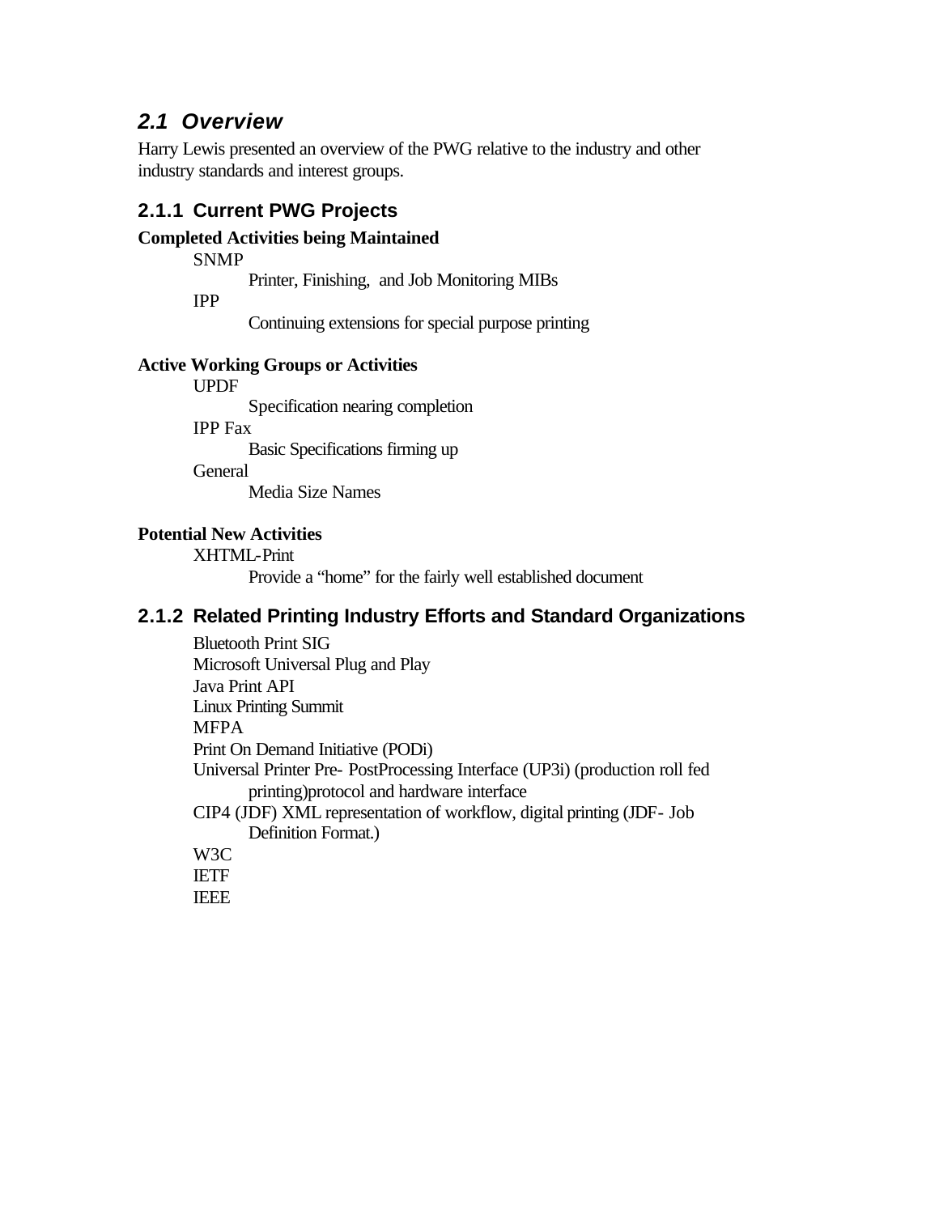## *2.1 Overview*

Harry Lewis presented an overview of the PWG relative to the industry and other industry standards and interest groups.

### 2.1.1 Current PWG Projects

**Completed Activities being Maintained**

- SNMP
  - Printer, Finishing, and Job Monitoring MIBs
- IPP
  - Continuing extensions for special purpose printing

**Active Working Groups or Activities**

- UPDF
  - Specification nearing completion
- IPP Fax
  - Basic Specifications firming up
- General
  - Media Size Names

**Potential New Activities**

- XHTML-Print
  - Provide a "home" for the fairly well established document

### 2.1.2 Related Printing Industry Efforts and Standard Organizations

- Bluetooth Print SIG
- Microsoft Universal Plug and Play
- Java Print API
- Linux Printing Summit
- MFPA
- Print On Demand Initiative (PODi)
- Universal Printer Pre- PostProcessing Interface (UP3i) (production roll fed printing)protocol and hardware interface
- CIP4 (JDF) XML representation of workflow, digital printing (JDF- Job Definition Format.)
- W3C
- IETF
- IEEE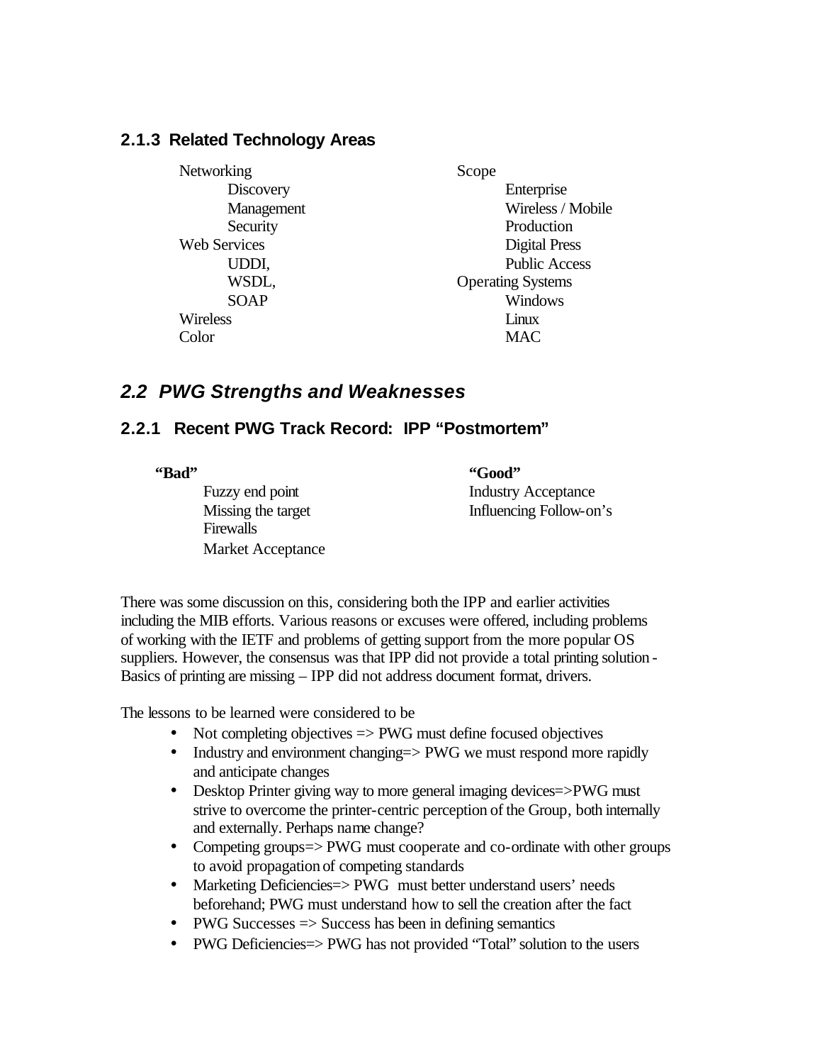### 2.1.3 Related Technology Areas

- Networking
  - Discovery
  - Management
  - Security
- Web Services
  - UDDI,
  - WSDL,
  - SOAP
- Wireless
- Color
- Scope
  - Enterprise
  - Wireless / Mobile
  - Production
  - Digital Press
  - Public Access
- Operating Systems
  - Windows
  - Linux
  - MAC

## *2.2 PWG Strengths and Weaknesses*

### 2.2.1 Recent PWG Track Record: IPP "Postmortem"

**"Bad"**

- Fuzzy end point
- Missing the target
- Firewalls
- Market Acceptance

**"Good"**

- Industry Acceptance
- Influencing Follow-on's

There was some discussion on this, considering both the IPP and earlier activities including the MIB efforts. Various reasons or excuses were offered, including problems of working with the IETF and problems of getting support from the more popular OS suppliers. However, the consensus was that IPP did not provide a total printing solution - Basics of printing are missing – IPP did not address document format, drivers.

The lessons to be learned were considered to be

- Not completing objectives => PWG must define focused objectives
- Industry and environment changing=> PWG we must respond more rapidly and anticipate changes
- Desktop Printer giving way to more general imaging devices=>PWG must strive to overcome the printer-centric perception of the Group, both internally and externally. Perhaps name change?
- Competing groups=> PWG must cooperate and co-ordinate with other groups to avoid propagation of competing standards
- Marketing Deficiencies=> PWG must better understand users' needs beforehand; PWG must understand how to sell the creation after the fact
- PWG Successes => Success has been in defining semantics
- PWG Deficiencies=> PWG has not provided "Total" solution to the users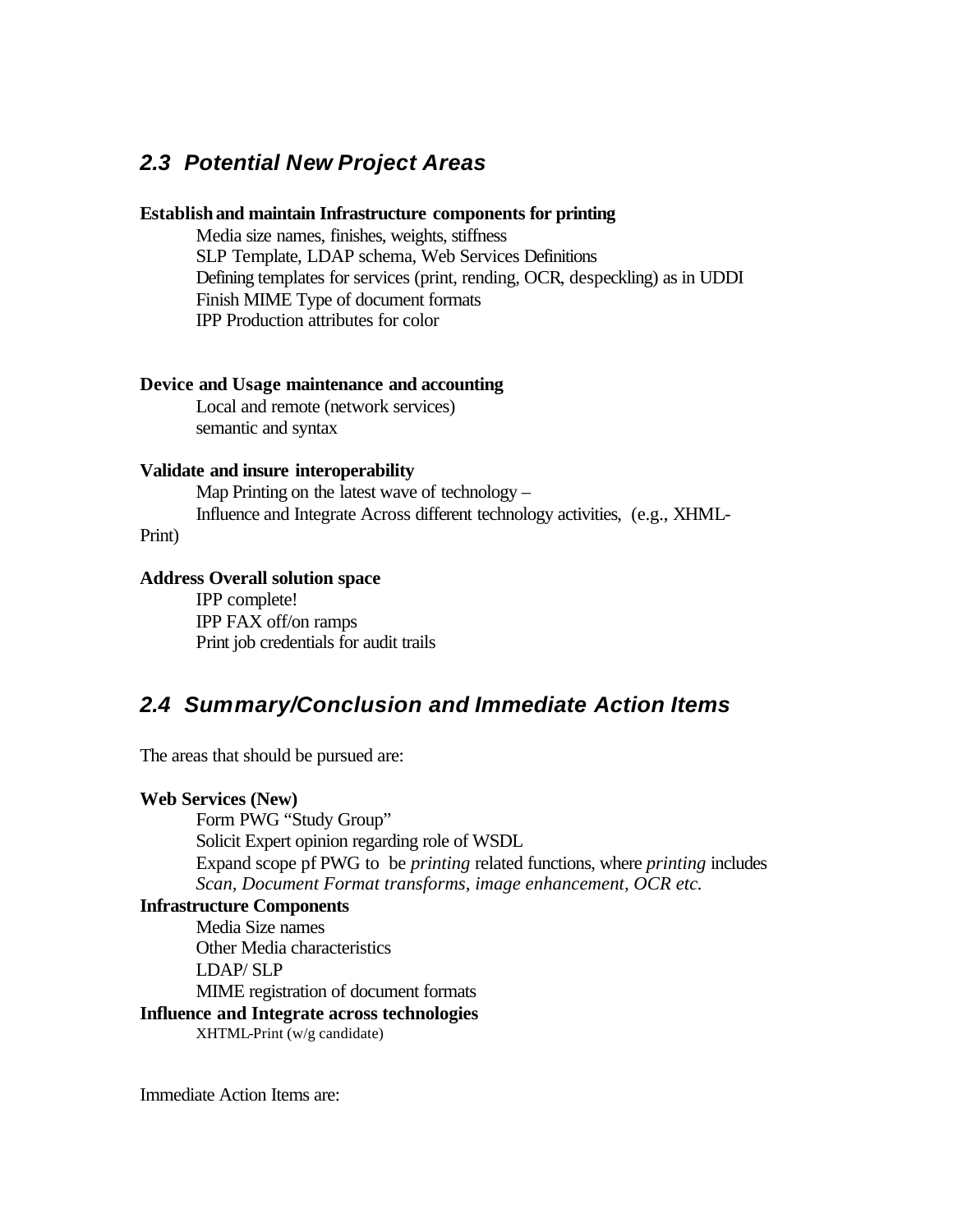## 2.3 Potential New Project Areas

**Establish and maintain Infrastructure components for printing**

Media size names, finishes, weights, stiffness
SLP Template, LDAP schema, Web Services Definitions
Defining templates for services (print, rending, OCR, despeckling) as in UDDI
Finish MIME Type of document formats
IPP Production attributes for color

**Device and Usage maintenance and accounting**

Local and remote (network services)
semantic and syntax

**Validate and insure interoperability**

Map Printing on the latest wave of technology –
Influence and Integrate Across different technology activities, (e.g., XHML-Print)

**Address Overall solution space**

IPP complete!
IPP FAX off/on ramps
Print job credentials for audit trails

## 2.4 Summary/Conclusion and Immediate Action Items

The areas that should be pursued are:

**Web Services (New)**

Form PWG "Study Group"
Solicit Expert opinion regarding role of WSDL
Expand scope pf PWG to be *printing* related functions, where *printing* includes *Scan, Document Format transforms, image enhancement, OCR etc.*

**Infrastructure Components**

Media Size names
Other Media characteristics
LDAP/ SLP
MIME registration of document formats

**Influence and Integrate across technologies**

XHTML-Print (w/g candidate)

Immediate Action Items are: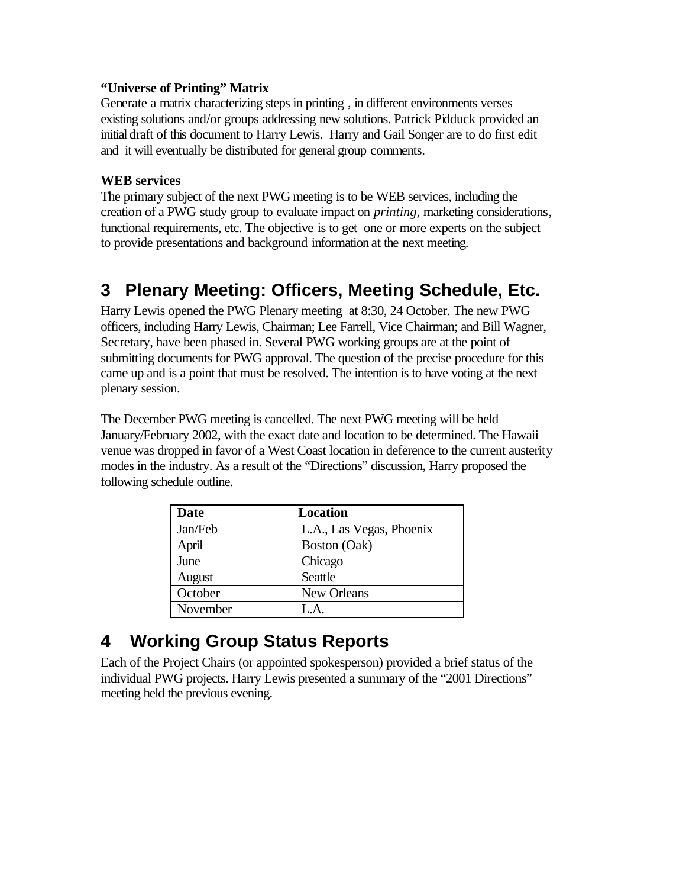**“Universe of Printing” Matrix**

Generate a matrix characterizing steps in printing , in different environments verses existing solutions and/or groups addressing new solutions. Patrick Pidduck provided an initial draft of this document to Harry Lewis. Harry and Gail Songer are to do first edit and it will eventually be distributed for general group comments.

**WEB services**

The primary subject of the next PWG meeting is to be WEB services, including the creation of a PWG study group to evaluate impact on *printing*, marketing considerations, functional requirements, etc. The objective is to get one or more experts on the subject to provide presentations and background information at the next meeting.

# 3 Plenary Meeting: Officers, Meeting Schedule, Etc.

Harry Lewis opened the PWG Plenary meeting at 8:30, 24 October. The new PWG officers, including Harry Lewis, Chairman; Lee Farrell, Vice Chairman; and Bill Wagner, Secretary, have been phased in. Several PWG working groups are at the point of submitting documents for PWG approval. The question of the precise procedure for this came up and is a point that must be resolved. The intention is to have voting at the next plenary session.

The December PWG meeting is cancelled. The next PWG meeting will be held January/February 2002, with the exact date and location to be determined. The Hawaii venue was dropped in favor of a West Coast location in deference to the current austerity modes in the industry. As a result of the “Directions” discussion, Harry proposed the following schedule outline.

| Date | Location |
|---|---|
| Jan/Feb | L.A., Las Vegas, Phoenix |
| April | Boston (Oak) |
| June | Chicago |
| August | Seattle |
| October | New Orleans |
| November | L.A. |

# 4 Working Group Status Reports

Each of the Project Chairs (or appointed spokesperson) provided a brief status of the individual PWG projects. Harry Lewis presented a summary of the “2001 Directions” meeting held the previous evening.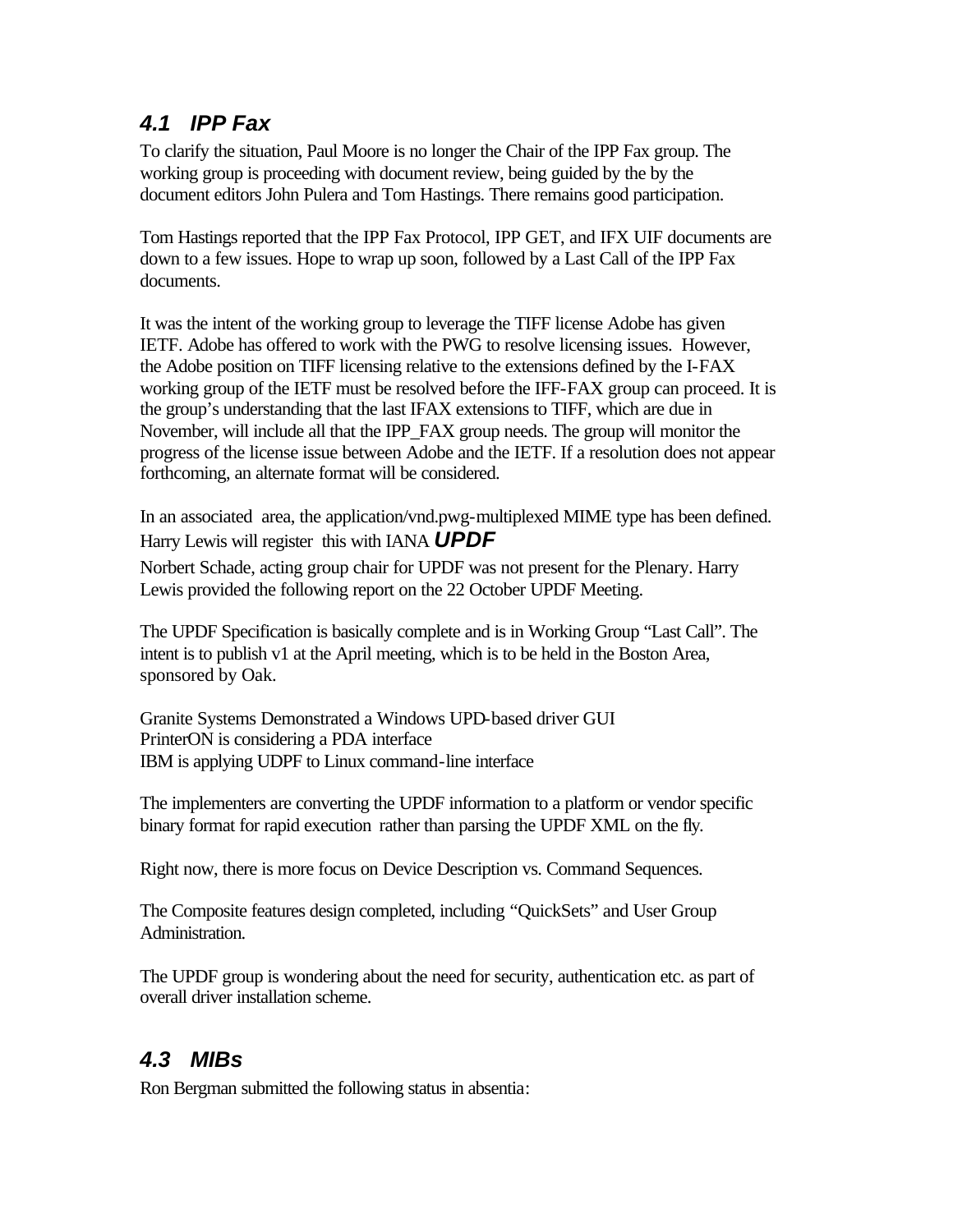## 4.1 IPP Fax

To clarify the situation, Paul Moore is no longer the Chair of the IPP Fax group. The working group is proceeding with document review, being guided by the by the document editors John Pulera and Tom Hastings. There remains good participation.

Tom Hastings reported that the IPP Fax Protocol, IPP GET, and IFX UIF documents are down to a few issues. Hope to wrap up soon, followed by a Last Call of the IPP Fax documents.

It was the intent of the working group to leverage the TIFF license Adobe has given IETF. Adobe has offered to work with the PWG to resolve licensing issues. However, the Adobe position on TIFF licensing relative to the extensions defined by the I-FAX working group of the IETF must be resolved before the IFF-FAX group can proceed. It is the group's understanding that the last IFAX extensions to TIFF, which are due in November, will include all that the IPP_FAX group needs. The group will monitor the progress of the license issue between Adobe and the IETF. If a resolution does not appear forthcoming, an alternate format will be considered.

In an associated area, the application/vnd.pwg-multiplexed MIME type has been defined. Harry Lewis will register this with IANA

## UPDF

Norbert Schade, acting group chair for UPDF was not present for the Plenary. Harry Lewis provided the following report on the 22 October UPDF Meeting.

The UPDF Specification is basically complete and is in Working Group "Last Call". The intent is to publish v1 at the April meeting, which is to be held in the Boston Area, sponsored by Oak.

Granite Systems Demonstrated a Windows UPD-based driver GUI
PrinterON is considering a PDA interface
IBM is applying UDPF to Linux command-line interface

The implementers are converting the UPDF information to a platform or vendor specific binary format for rapid execution rather than parsing the UPDF XML on the fly.

Right now, there is more focus on Device Description vs. Command Sequences.

The Composite features design completed, including "QuickSets" and User Group Administration.

The UPDF group is wondering about the need for security, authentication etc. as part of overall driver installation scheme.

## 4.3 MIBs

Ron Bergman submitted the following status in absentia: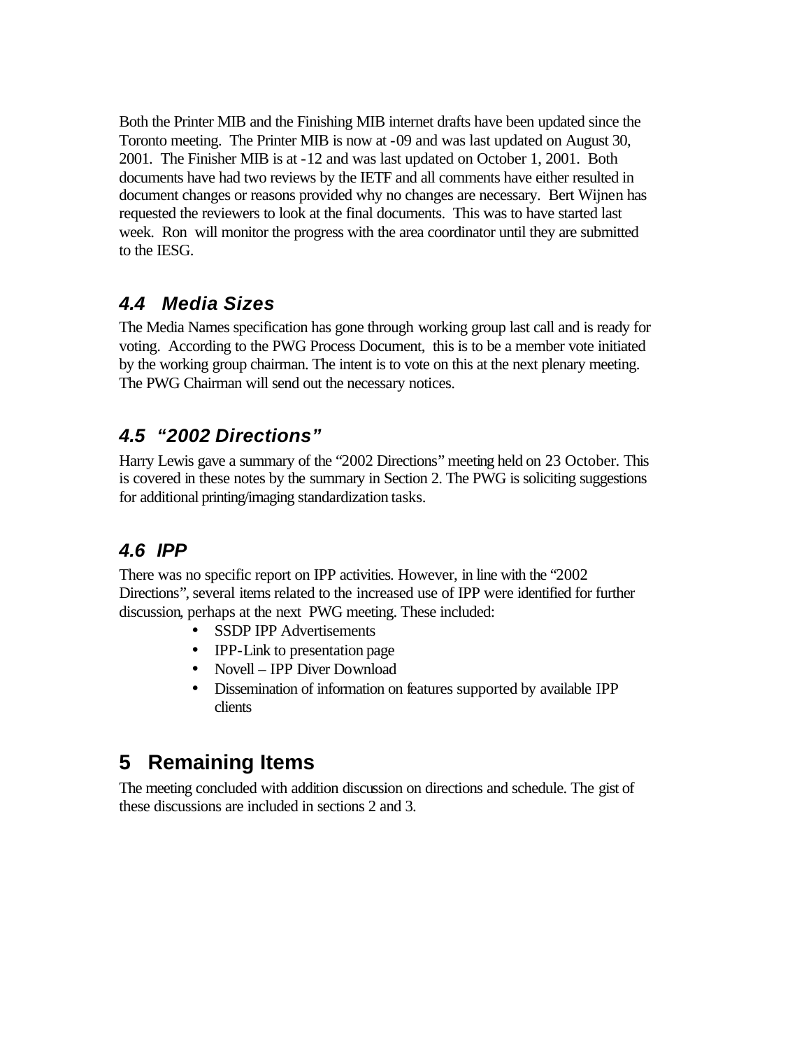Both the Printer MIB and the Finishing MIB internet drafts have been updated since the Toronto meeting. The Printer MIB is now at -09 and was last updated on August 30, 2001. The Finisher MIB is at -12 and was last updated on October 1, 2001. Both documents have had two reviews by the IETF and all comments have either resulted in document changes or reasons provided why no changes are necessary. Bert Wijnen has requested the reviewers to look at the final documents. This was to have started last week. Ron will monitor the progress with the area coordinator until they are submitted to the IESG.

### 4.4 Media Sizes

The Media Names specification has gone through working group last call and is ready for voting. According to the PWG Process Document, this is to be a member vote initiated by the working group chairman. The intent is to vote on this at the next plenary meeting. The PWG Chairman will send out the necessary notices.

### 4.5 "2002 Directions"

Harry Lewis gave a summary of the "2002 Directions" meeting held on 23 October. This is covered in these notes by the summary in Section 2. The PWG is soliciting suggestions for additional printing/imaging standardization tasks.

### 4.6 IPP

There was no specific report on IPP activities. However, in line with the "2002 Directions", several items related to the increased use of IPP were identified for further discussion, perhaps at the next PWG meeting. These included:

- SSDP IPP Advertisements
- IPP-Link to presentation page
- Novell – IPP Diver Download
- Dissemination of information on features supported by available IPP clients

## 5 Remaining Items

The meeting concluded with addition discussion on directions and schedule. The gist of these discussions are included in sections 2 and 3.